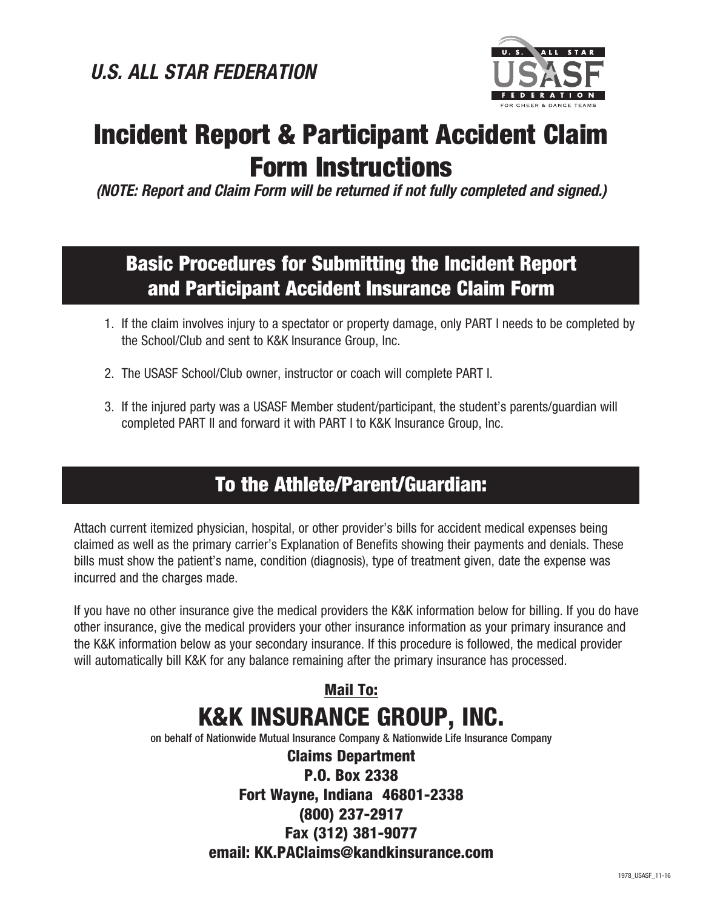*U.S. ALL STAR FEDERATION*

# Incident Report & Participant Accident Claim Form Instructions

***(NOTE: Report and Claim Form will be returned if not fully completed and signed.)***

## Basic Procedures for Submitting the Incident Report and Participant Accident Insurance Claim Form

1. If the claim involves injury to a spectator or property damage, only PART I needs to be completed by the School/Club and sent to K&K Insurance Group, Inc.
2. The USASF School/Club owner, instructor or coach will complete PART I.
3. If the injured party was a USASF Member student/participant, the student's parents/guardian will completed PART II and forward it with PART I to K&K Insurance Group, Inc.

## To the Athlete/Parent/Guardian:

Attach current itemized physician, hospital, or other provider's bills for accident medical expenses being claimed as well as the primary carrier's Explanation of Benefits showing their payments and denials. These bills must show the patient's name, condition (diagnosis), type of treatment given, date the expense was incurred and the charges made.

If you have no other insurance give the medical providers the K&K information below for billing. If you do have other insurance, give the medical providers your other insurance information as your primary insurance and the K&K information below as your secondary insurance. If this procedure is followed, the medical provider will automatically bill K&K for any balance remaining after the primary insurance has processed.

**Mail To:**

## K&K INSURANCE GROUP, INC.

on behalf of Nationwide Mutual Insurance Company & Nationwide Life Insurance Company

**Claims Department**
**P.O. Box 2338**
**Fort Wayne, Indiana 46801-2338**
**(800) 237-2917**
**Fax (312) 381-9077**
**email: KK.PAClaims@kandkinsurance.com**

1978_USASF_11-16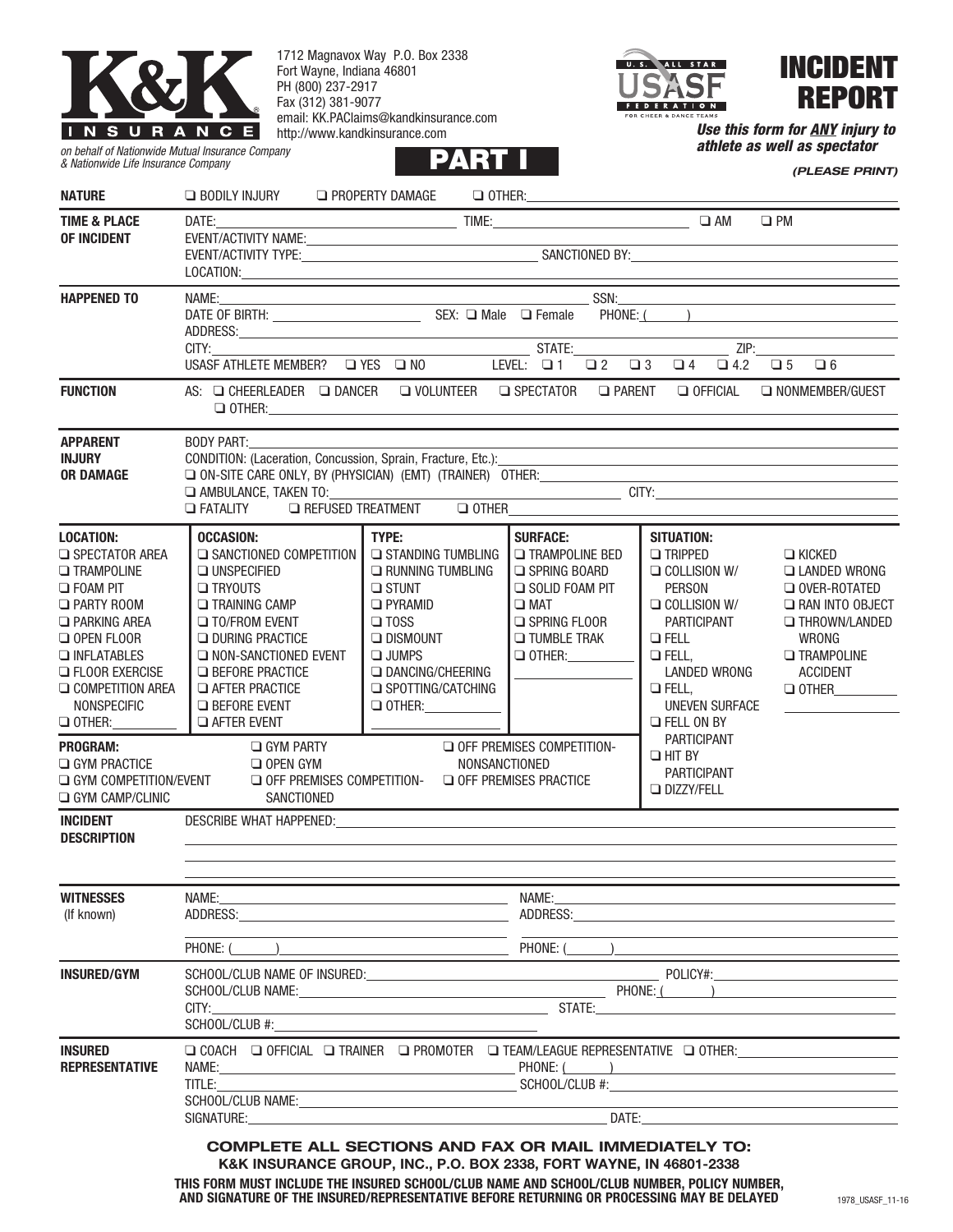# K&K INSURANCE

1712 Magnavox Way P.O. Box 2338
Fort Wayne, Indiana 46801
PH (800) 237-2917
Fax (312) 381-9077
email: KK.PAClaims@kandkinsurance.com
http://www.kandkinsurance.com

*on behalf of Nationwide Mutual Insurance Company & Nationwide Life Insurance Company*

U.S. ALL STAR USASF FEDERATION FOR CHEER & DANCE TEAMS

# INCIDENT REPORT

## PART I

***Use this form for ANY injury to athlete as well as spectator***

***(PLEASE PRINT)***

**NATURE**
❑ BODILY INJURY ❑ PROPERTY DAMAGE ❑ OTHER:

**TIME & PLACE OF INCIDENT**
DATE: TIME: ❑ AM ❑ PM
EVENT/ACTIVITY NAME:
EVENT/ACTIVITY TYPE: SANCTIONED BY:
LOCATION:

**HAPPENED TO**
NAME: SSN:
DATE OF BIRTH: SEX: ❑ Male ❑ Female PHONE: ( )
ADDRESS:
CITY: STATE: ZIP:
USASF ATHLETE MEMBER? ❑ YES ❑ NO LEVEL: ❑ 1 ❑ 2 ❑ 3 ❑ 4 ❑ 4.2 ❑ 5 ❑ 6

**FUNCTION**
AS: ❑ CHEERLEADER ❑ DANCER ❑ VOLUNTEER ❑ SPECTATOR ❑ PARENT ❑ OFFICIAL ❑ NONMEMBER/GUEST
❑ OTHER:

**APPARENT INJURY OR DAMAGE**
BODY PART:
CONDITION: (Laceration, Concussion, Sprain, Fracture, Etc.):
❑ ON-SITE CARE ONLY, BY (PHYSICIAN) (EMT) (TRAINER) OTHER:
❑ AMBULANCE, TAKEN TO: CITY:
❑ FATALITY ❑ REFUSED TREATMENT ❑ OTHER

| LOCATION: | OCCASION: | TYPE: | SURFACE: | SITUATION: | |
|---|---|---|---|---|---|
| ❑ SPECTATOR AREA | ❑ SANCTIONED COMPETITION | ❑ STANDING TUMBLING | ❑ TRAMPOLINE BED | ❑ TRIPPED | ❑ KICKED |
| ❑ TRAMPOLINE | ❑ UNSPECIFIED | ❑ RUNNING TUMBLING | ❑ SPRING BOARD | ❑ COLLISION W/ PERSON | ❑ LANDED WRONG |
| ❑ FOAM PIT | ❑ TRYOUTS | ❑ STUNT | ❑ SOLID FOAM PIT | ❑ COLLISION W/ PARTICIPANT | ❑ OVER-ROTATED |
| ❑ PARTY ROOM | ❑ TRAINING CAMP | ❑ PYRAMID | ❑ MAT | ❑ FELL | ❑ RAN INTO OBJECT |
| ❑ PARKING AREA | ❑ TO/FROM EVENT | ❑ TOSS | ❑ SPRING FLOOR | ❑ FELL, LANDED WRONG | ❑ THROWN/LANDED WRONG |
| ❑ OPEN FLOOR | ❑ DURING PRACTICE | ❑ DISMOUNT | ❑ TUMBLE TRAK | ❑ FELL, UNEVEN SURFACE | ❑ TRAMPOLINE ACCIDENT |
| ❑ INFLATABLES | ❑ NON-SANCTIONED EVENT | ❑ JUMPS | ❑ OTHER: | ❑ FELL ON BY PARTICIPANT | ❑ OTHER |
| ❑ FLOOR EXERCISE | ❑ BEFORE PRACTICE | ❑ DANCING/CHEERING | | ❑ HIT BY PARTICIPANT | |
| ❑ COMPETITION AREA NONSPECIFIC | ❑ AFTER PRACTICE | ❑ SPOTTING/CATCHING | | ❑ DIZZY/FELL | |
| ❑ OTHER: | ❑ BEFORE EVENT | ❑ OTHER: | | | |
| | ❑ AFTER EVENT | | | | |

**PROGRAM:**
❑ GYM PRACTICE ❑ GYM COMPETITION/EVENT ❑ GYM CAMP/CLINIC ❑ GYM PARTY ❑ OPEN GYM ❑ OFF PREMISES COMPETITION-SANCTIONED ❑ OFF PREMISES COMPETITION-NONSANCTIONED ❑ OFF PREMISES PRACTICE

**INCIDENT DESCRIPTION**
DESCRIBE WHAT HAPPENED:

**WITNESSES** (If known)
NAME: NAME:
ADDRESS: ADDRESS:
PHONE: ( ) PHONE: ( )

**INSURED/GYM**
SCHOOL/CLUB NAME OF INSURED: POLICY#:
SCHOOL/CLUB NAME: PHONE: ( )
CITY: STATE:
SCHOOL/CLUB #:

**INSURED REPRESENTATIVE**
❑ COACH ❑ OFFICIAL ❑ TRAINER ❑ PROMOTER ❑ TEAM/LEAGUE REPRESENTATIVE ❑ OTHER:
NAME: PHONE: ( )
TITLE: SCHOOL/CLUB #:
SCHOOL/CLUB NAME:
SIGNATURE: DATE:

**COMPLETE ALL SECTIONS AND FAX OR MAIL IMMEDIATELY TO:**
**K&K INSURANCE GROUP, INC., P.O. BOX 2338, FORT WAYNE, IN 46801-2338**

**THIS FORM MUST INCLUDE THE INSURED SCHOOL/CLUB NAME AND SCHOOL/CLUB NUMBER, POLICY NUMBER, AND SIGNATURE OF THE INSURED/REPRESENTATIVE BEFORE RETURNING OR PROCESSING MAY BE DELAYED**

1978_USASF_11-16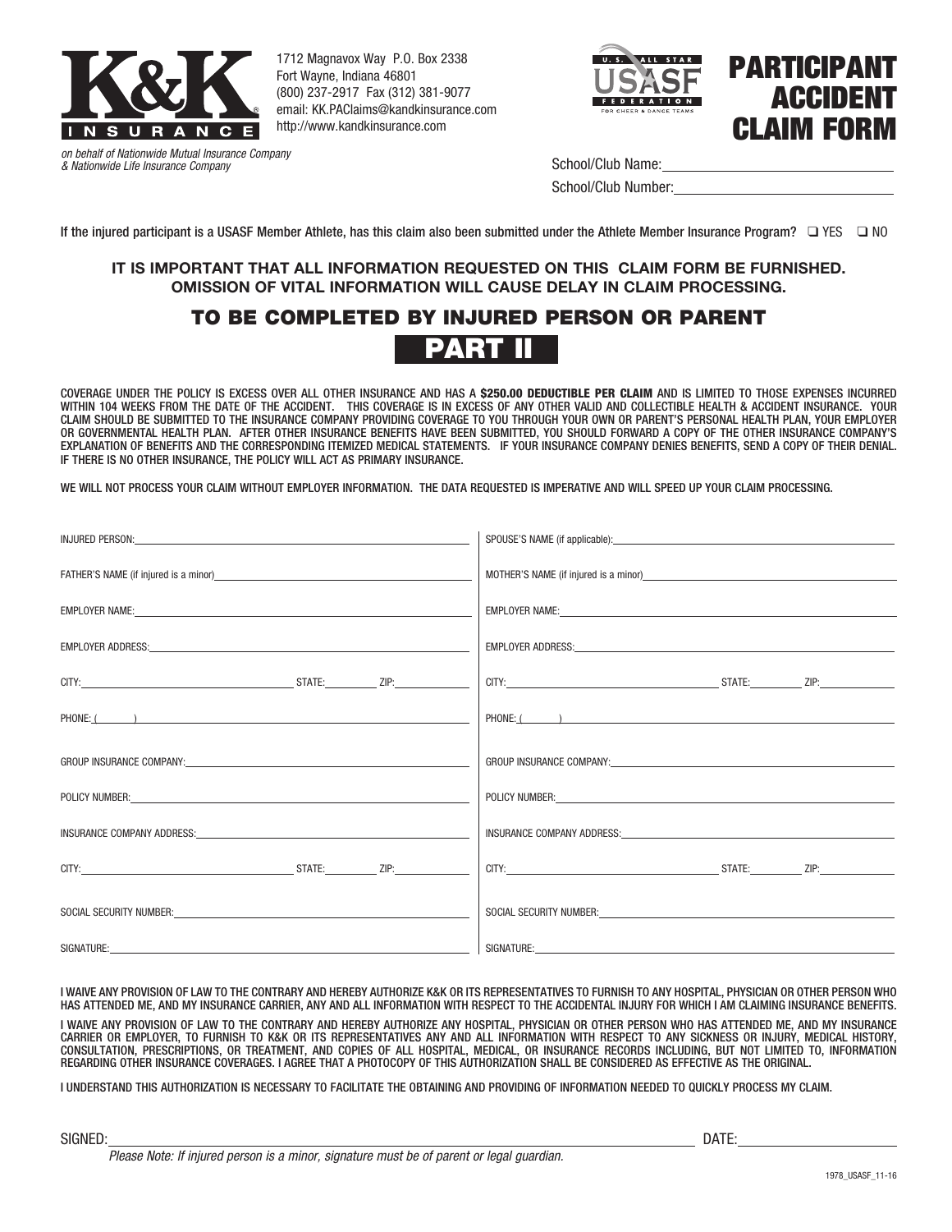**K&K INSURANCE**

1712 Magnavox Way P.O. Box 2338
Fort Wayne, Indiana 46801
(800) 237-2917 Fax (312) 381-9077
email: KK.PAClaims@kandkinsurance.com
http://www.kandkinsurance.com

*on behalf of Nationwide Mutual Insurance Company & Nationwide Life Insurance Company*

U.S. ALL STAR USASF FEDERATION FOR CHEER & DANCE TEAMS

# PARTICIPANT ACCIDENT CLAIM FORM

School/Club Name: \_\_\_\_\_\_\_\_\_\_\_\_\_\_\_\_\_\_\_\_

School/Club Number: \_\_\_\_\_\_\_\_\_\_\_\_\_\_\_\_\_\_\_\_

If the injured participant is a USASF Member Athlete, has this claim also been submitted under the Athlete Member Insurance Program? ❑ YES ❑ NO

**IT IS IMPORTANT THAT ALL INFORMATION REQUESTED ON THIS CLAIM FORM BE FURNISHED. OMISSION OF VITAL INFORMATION WILL CAUSE DELAY IN CLAIM PROCESSING.**

## TO BE COMPLETED BY INJURED PERSON OR PARENT

## PART II

COVERAGE UNDER THE POLICY IS EXCESS OVER ALL OTHER INSURANCE AND HAS A **$250.00 DEDUCTIBLE PER CLAIM** AND IS LIMITED TO THOSE EXPENSES INCURRED WITHIN 104 WEEKS FROM THE DATE OF THE ACCIDENT. THIS COVERAGE IS IN EXCESS OF ANY OTHER VALID AND COLLECTIBLE HEALTH & ACCIDENT INSURANCE. YOUR CLAIM SHOULD BE SUBMITTED TO THE INSURANCE COMPANY PROVIDING COVERAGE TO YOU THROUGH YOUR OWN OR PARENT'S PERSONAL HEALTH PLAN, YOUR EMPLOYER OR GOVERNMENTAL HEALTH PLAN. AFTER OTHER INSURANCE BENEFITS HAVE BEEN SUBMITTED, YOU SHOULD FORWARD A COPY OF THE OTHER INSURANCE COMPANY'S EXPLANATION OF BENEFITS AND THE CORRESPONDING ITEMIZED MEDICAL STATEMENTS. IF YOUR INSURANCE COMPANY DENIES BENEFITS, SEND A COPY OF THEIR DENIAL. IF THERE IS NO OTHER INSURANCE, THE POLICY WILL ACT AS PRIMARY INSURANCE.

WE WILL NOT PROCESS YOUR CLAIM WITHOUT EMPLOYER INFORMATION. THE DATA REQUESTED IS IMPERATIVE AND WILL SPEED UP YOUR CLAIM PROCESSING.

| | |
|---|---|
| INJURED PERSON: | SPOUSE'S NAME (if applicable): |
| FATHER'S NAME (if injured is a minor) | MOTHER'S NAME (if injured is a minor) |
| EMPLOYER NAME: | EMPLOYER NAME: |
| EMPLOYER ADDRESS: | EMPLOYER ADDRESS: |
| CITY: STATE: ZIP: | CITY: STATE: ZIP: |
| PHONE: ( ) | PHONE: ( ) |
| GROUP INSURANCE COMPANY: | GROUP INSURANCE COMPANY: |
| POLICY NUMBER: | POLICY NUMBER: |
| INSURANCE COMPANY ADDRESS: | INSURANCE COMPANY ADDRESS: |
| CITY: STATE: ZIP: | CITY: STATE: ZIP: |
| SOCIAL SECURITY NUMBER: | SOCIAL SECURITY NUMBER: |
| SIGNATURE: | SIGNATURE: |

I WAIVE ANY PROVISION OF LAW TO THE CONTRARY AND HEREBY AUTHORIZE K&K OR ITS REPRESENTATIVES TO FURNISH TO ANY HOSPITAL, PHYSICIAN OR OTHER PERSON WHO HAS ATTENDED ME, AND MY INSURANCE CARRIER, ANY AND ALL INFORMATION WITH RESPECT TO THE ACCIDENTAL INJURY FOR WHICH I AM CLAIMING INSURANCE BENEFITS.

I WAIVE ANY PROVISION OF LAW TO THE CONTRARY AND HEREBY AUTHORIZE ANY HOSPITAL, PHYSICIAN OR OTHER PERSON WHO HAS ATTENDED ME, AND MY INSURANCE CARRIER OR EMPLOYER, TO FURNISH TO K&K OR ITS REPRESENTATIVES ANY AND ALL INFORMATION WITH RESPECT TO ANY SICKNESS OR INJURY, MEDICAL HISTORY, CONSULTATION, PRESCRIPTIONS, OR TREATMENT, AND COPIES OF ALL HOSPITAL, MEDICAL, OR INSURANCE RECORDS INCLUDING, BUT NOT LIMITED TO, INFORMATION REGARDING OTHER INSURANCE COVERAGES. I AGREE THAT A PHOTOCOPY OF THIS AUTHORIZATION SHALL BE CONSIDERED AS EFFECTIVE AS THE ORIGINAL.

I UNDERSTAND THIS AUTHORIZATION IS NECESSARY TO FACILITATE THE OBTAINING AND PROVIDING OF INFORMATION NEEDED TO QUICKLY PROCESS MY CLAIM.

SIGNED: \_\_\_\_\_\_\_\_\_\_\_\_\_\_\_\_\_\_\_\_ DATE: \_\_\_\_\_\_\_\_\_\_

*Please Note: If injured person is a minor, signature must be of parent or legal guardian.*

1978_USASF_11-16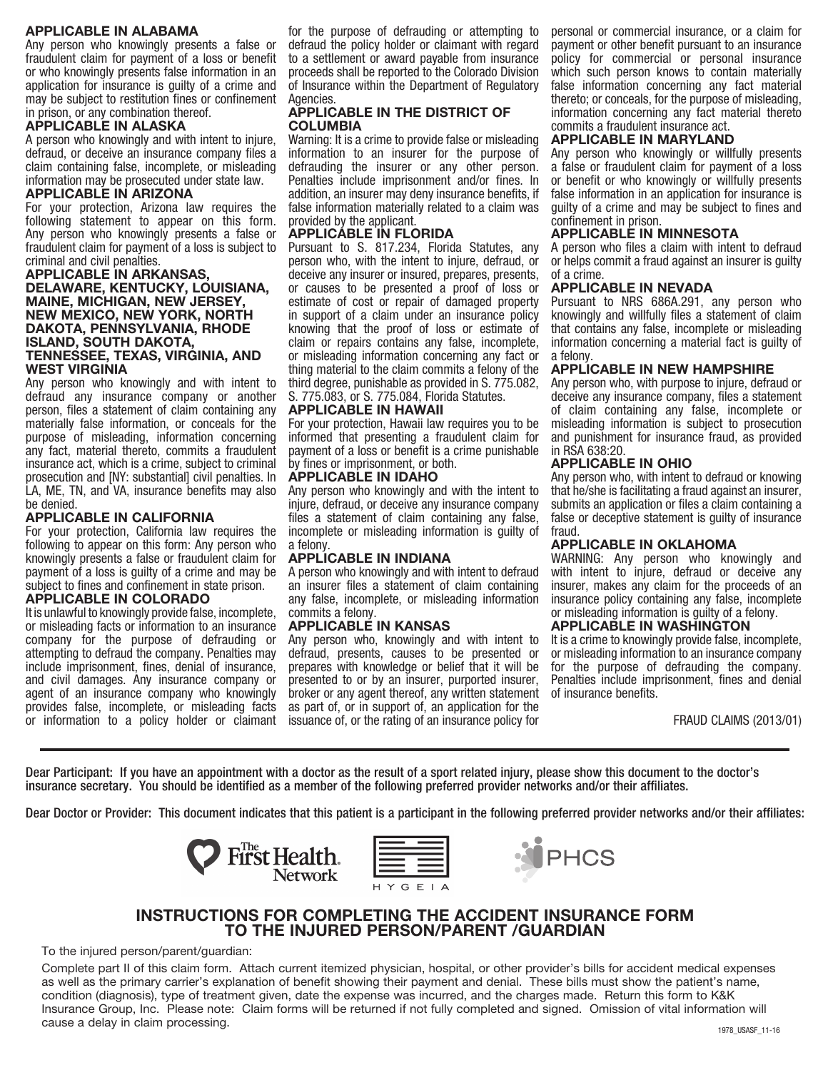**APPLICABLE IN ALABAMA**

Any person who knowingly presents a false or fraudulent claim for payment of a loss or benefit or who knowingly presents false information in an application for insurance is guilty of a crime and may be subject to restitution fines or confinement in prison, or any combination thereof.

**APPLICABLE IN ALASKA**

A person who knowingly and with intent to injure, defraud, or deceive an insurance company files a claim containing false, incomplete, or misleading information may be prosecuted under state law.

**APPLICABLE IN ARIZONA**

For your protection, Arizona law requires the following statement to appear on this form. Any person who knowingly presents a false or fraudulent claim for payment of a loss is subject to criminal and civil penalties.

**APPLICABLE IN ARKANSAS, DELAWARE, KENTUCKY, LOUISIANA, MAINE, MICHIGAN, NEW JERSEY, NEW MEXICO, NEW YORK, NORTH DAKOTA, PENNSYLVANIA, RHODE ISLAND, SOUTH DAKOTA, TENNESSEE, TEXAS, VIRGINIA, AND WEST VIRGINIA**

Any person who knowingly and with intent to defraud any insurance company or another person, files a statement of claim containing any materially false information, or conceals for the purpose of misleading, information concerning any fact, material thereto, commits a fraudulent insurance act, which is a crime, subject to criminal prosecution and [NY: substantial] civil penalties. In LA, ME, TN, and VA, insurance benefits may also be denied.

**APPLICABLE IN CALIFORNIA**

For your protection, California law requires the following to appear on this form: Any person who knowingly presents a false or fraudulent claim for payment of a loss is guilty of a crime and may be subject to fines and confinement in state prison.

**APPLICABLE IN COLORADO**

It is unlawful to knowingly provide false, incomplete, or misleading facts or information to an insurance company for the purpose of defrauding or attempting to defraud the company. Penalties may include imprisonment, fines, denial of insurance, and civil damages. Any insurance company or agent of an insurance company who knowingly provides false, incomplete, or misleading facts or information to a policy holder or claimant for the purpose of defrauding or attempting to defraud the policy holder or claimant with regard to a settlement or award payable from insurance proceeds shall be reported to the Colorado Division of Insurance within the Department of Regulatory Agencies.

**APPLICABLE IN THE DISTRICT OF COLUMBIA**

Warning: It is a crime to provide false or misleading information to an insurer for the purpose of defrauding the insurer or any other person. Penalties include imprisonment and/or fines. In addition, an insurer may deny insurance benefits, if false information materially related to a claim was provided by the applicant.

**APPLICABLE IN FLORIDA**

Pursuant to S. 817.234, Florida Statutes, any person who, with the intent to injure, defraud, or deceive any insurer or insured, prepares, presents, or causes to be presented a proof of loss or estimate of cost or repair of damaged property in support of a claim under an insurance policy knowing that the proof of loss or estimate of claim or repairs contains any false, incomplete, or misleading information concerning any fact or thing material to the claim commits a felony of the third degree, punishable as provided in S. 775.082, S. 775.083, or S. 775.084, Florida Statutes.

**APPLICABLE IN HAWAII**

For your protection, Hawaii law requires you to be informed that presenting a fraudulent claim for payment of a loss or benefit is a crime punishable by fines or imprisonment, or both.

**APPLICABLE IN IDAHO**

Any person who knowingly and with the intent to injure, defraud, or deceive any insurance company files a statement of claim containing any false, incomplete or misleading information is guilty of a felony.

**APPLICABLE IN INDIANA**

A person who knowingly and with intent to defraud an insurer files a statement of claim containing any false, incomplete, or misleading information commits a felony.

**APPLICABLE IN KANSAS**

Any person who, knowingly and with intent to defraud, presents, causes to be presented or prepares with knowledge or belief that it will be presented to or by an insurer, purported insurer, broker or any agent thereof, any written statement as part of, or in support of, an application for the issuance of, or the rating of an insurance policy for personal or commercial insurance, or a claim for payment or other benefit pursuant to an insurance policy for commercial or personal insurance which such person knows to contain materially false information concerning any fact material thereto; or conceals, for the purpose of misleading, information concerning any fact material thereto commits a fraudulent insurance act.

**APPLICABLE IN MARYLAND**

Any person who knowingly or willfully presents a false or fraudulent claim for payment of a loss or benefit or who knowingly or willfully presents false information in an application for insurance is guilty of a crime and may be subject to fines and confinement in prison.

**APPLICABLE IN MINNESOTA**

A person who files a claim with intent to defraud or helps commit a fraud against an insurer is guilty of a crime.

**APPLICABLE IN NEVADA**

Pursuant to NRS 686A.291, any person who knowingly and willfully files a statement of claim that contains any false, incomplete or misleading information concerning a material fact is guilty of a felony.

**APPLICABLE IN NEW HAMPSHIRE**

Any person who, with purpose to injure, defraud or deceive any insurance company, files a statement of claim containing any false, incomplete or misleading information is subject to prosecution and punishment for insurance fraud, as provided in RSA 638:20.

**APPLICABLE IN OHIO**

Any person who, with intent to defraud or knowing that he/she is facilitating a fraud against an insurer, submits an application or files a claim containing a false or deceptive statement is guilty of insurance fraud.

**APPLICABLE IN OKLAHOMA**

WARNING: Any person who knowingly and with intent to injure, defraud or deceive any insurer, makes any claim for the proceeds of an insurance policy containing any false, incomplete or misleading information is guilty of a felony.

**APPLICABLE IN WASHINGTON**

It is a crime to knowingly provide false, incomplete, or misleading information to an insurance company for the purpose of defrauding the company. Penalties include imprisonment, fines and denial of insurance benefits.

FRAUD CLAIMS (2013/01)

---

Dear Participant: If you have an appointment with a doctor as the result of a sport related injury, please show this document to the doctor's insurance secretary. You should be identified as a member of the following preferred provider networks and/or their affiliates.

Dear Doctor or Provider: This document indicates that this patient is a participant in the following preferred provider networks and/or their affiliates:

The First Health Network HYGEIA PHCS

## INSTRUCTIONS FOR COMPLETING THE ACCIDENT INSURANCE FORM TO THE INJURED PERSON/PARENT /GUARDIAN

To the injured person/parent/guardian:

Complete part II of this claim form. Attach current itemized physician, hospital, or other provider's bills for accident medical expenses as well as the primary carrier's explanation of benefit showing their payment and denial. These bills must show the patient's name, condition (diagnosis), type of treatment given, date the expense was incurred, and the charges made. Return this form to K&K Insurance Group, Inc. Please note: Claim forms will be returned if not fully completed and signed. Omission of vital information will cause a delay in claim processing.

1978_USASF_11-16